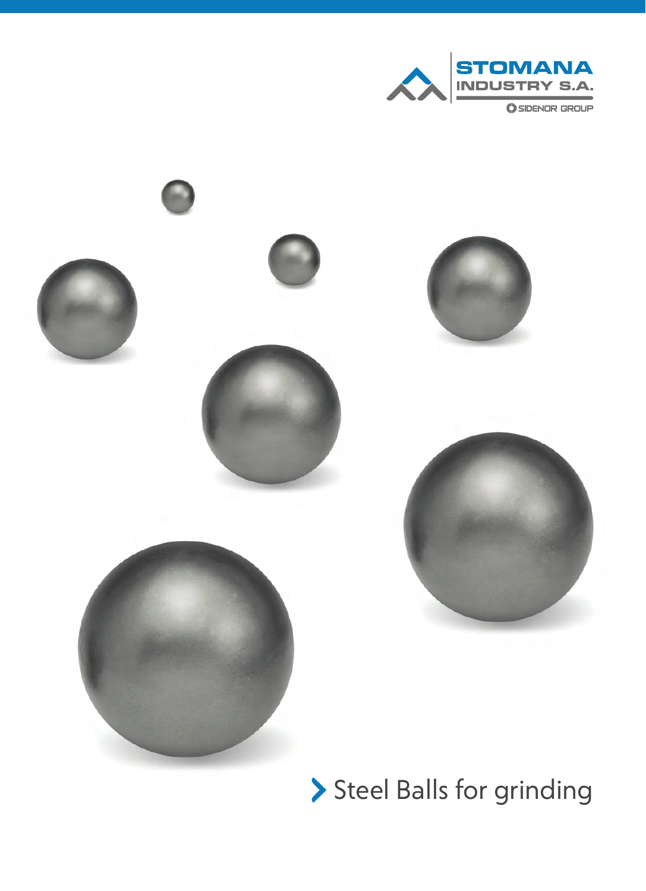STOMANA INDUSTRY S.A.

SIDENOR GROUP

# Steel Balls for grinding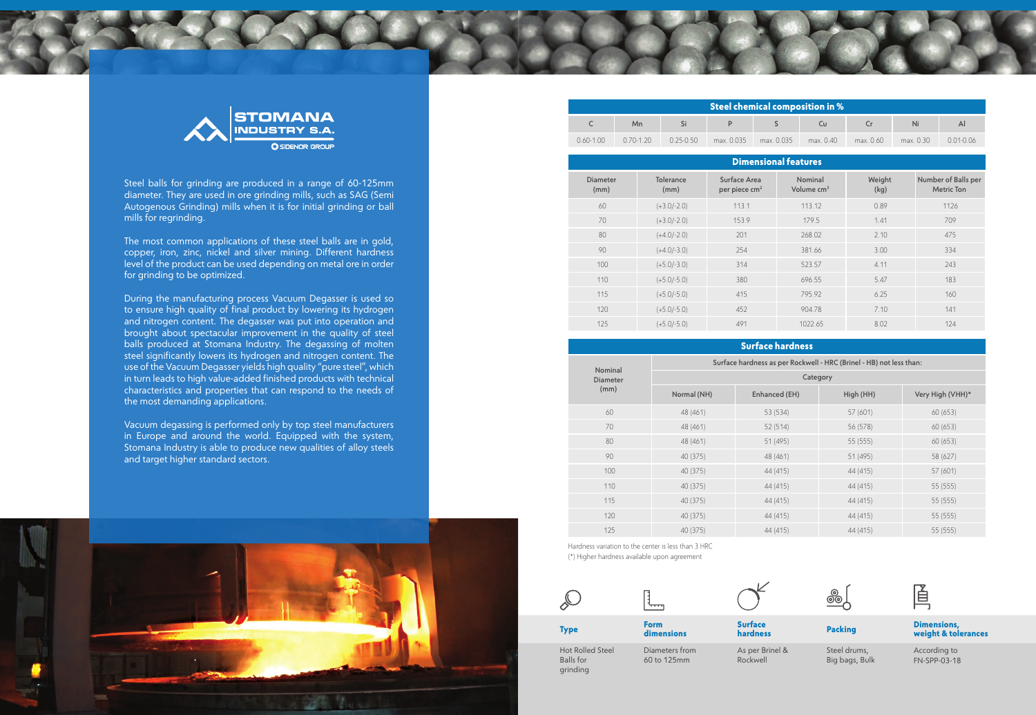STOMANA INDUSTRY S.A.
SIDENOR GROUP

Steel balls for grinding are produced in a range of 60-125mm diameter. They are used in ore grinding mills, such as SAG (Semi Autogenous Grinding) mills when it is for initial grinding or ball mills for regrinding.

The most common applications of these steel balls are in gold, copper, iron, zinc, nickel and silver mining. Different hardness level of the product can be used depending on metal ore in order for grinding to be optimized.

During the manufacturing process Vacuum Degasser is used so to ensure high quality of final product by lowering its hydrogen and nitrogen content. The degasser was put into operation and brought about spectacular improvement in the quality of steel balls produced at Stomana Industry. The degassing of molten steel significantly lowers its hydrogen and nitrogen content. The use of the Vacuum Degasser yields high quality "pure steel", which in turn leads to high value-added finished products with technical characteristics and properties that can respond to the needs of the most demanding applications.

Vacuum degassing is performed only by top steel manufacturers in Europe and around the world. Equipped with the system, Stomana Industry is able to produce new qualities of alloy steels and target higher standard sectors.

## Steel chemical composition in %

| C | Mn | Si | P | S | Cu | Cr | Ni | Al |
|---|---|---|---|---|---|---|---|---|
| 0.60-1.00 | 0.70-1.20 | 0.25-0.50 | max. 0.035 | max. 0.035 | max. 0.40 | max. 0.60 | max. 0.30 | 0.01-0.06 |

## Dimensional features

| Diameter (mm) | Tolerance (mm) | Surface Area per piece cm² | Nominal Volume cm³ | Weight (kg) | Number of Balls per Metric Ton |
|---|---|---|---|---|---|
| 60 | (+3.0/-2.0) | 113.1 | 113.12 | 0.89 | 1126 |
| 70 | (+3.0/-2.0) | 153.9 | 179.5 | 1.41 | 709 |
| 80 | (+4.0/-2.0) | 201 | 268.02 | 2.10 | 475 |
| 90 | (+4.0/-3.0) | 254 | 381.66 | 3.00 | 334 |
| 100 | (+5.0/-3.0) | 314 | 523.57 | 4.11 | 243 |
| 110 | (+5.0/-5.0) | 380 | 696.55 | 5.47 | 183 |
| 115 | (+5.0/-5.0) | 415 | 795.92 | 6.25 | 160 |
| 120 | (+5.0/-5.0) | 452 | 904.78 | 7.10 | 141 |
| 125 | (+5.0/-5.0) | 491 | 1022.65 | 8.02 | 124 |

## Surface hardness

| Nominal Diameter (mm) | Surface hardness as per Rockwell - HRC (Brinel - HB) not less than: | | | |
|---|---|---|---|---|
| | Category | | | |
| | Normal (NH) | Enhanced (EH) | High (HH) | Very High (VHH)* |
| 60 | 48 (461) | 53 (534) | 57 (601) | 60 (653) |
| 70 | 48 (461) | 52 (514) | 56 (578) | 60 (653) |
| 80 | 48 (461) | 51 (495) | 55 (555) | 60 (653) |
| 90 | 40 (375) | 48 (461) | 51 (495) | 58 (627) |
| 100 | 40 (375) | 44 (415) | 44 (415) | 57 (601) |
| 110 | 40 (375) | 44 (415) | 44 (415) | 55 (555) |
| 115 | 40 (375) | 44 (415) | 44 (415) | 55 (555) |
| 120 | 40 (375) | 44 (415) | 44 (415) | 55 (555) |
| 125 | 40 (375) | 44 (415) | 44 (415) | 55 (555) |

Hardness variation to the center is less than 3 HRC

(*) Higher hardness available upon agreement

| Type | Form dimensions | Surface hardness | Packing | Dimensions, weight & tolerances |
|---|---|---|---|---|
| Hot Rolled Steel Balls for grinding | Diameters from 60 to 125mm | As per Brinel & Rockwell | Steel drums, Big bags, Bulk | According to FN-SPP-03-18 |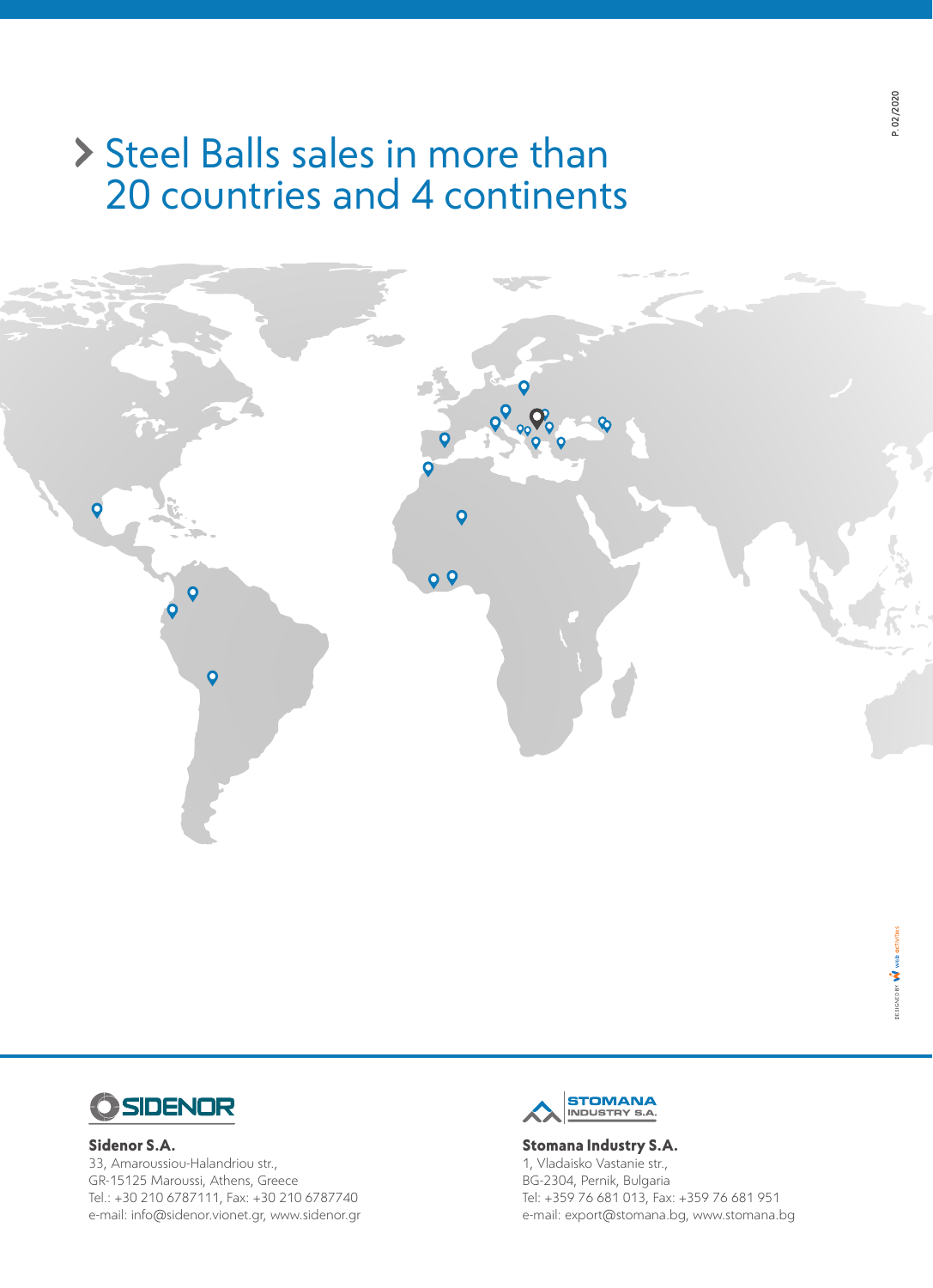# Steel Balls sales in more than 20 countries and 4 continents

P. 02/2020

SIDENOR

**Sidenor S.A.**
33, Amaroussiou-Halandriou str.,
GR-15125 Maroussi, Athens, Greece
Tel.: +30 210 6787111, Fax: +30 210 6787740
e-mail: info@sidenor.vionet.gr, www.sidenor.gr

STOMANA INDUSTRY S.A.

**Stomana Industry S.A.**
1, Vladaisko Vastanie str.,
BG-2304, Pernik, Bulgaria
Tel: +359 76 681 013, Fax: +359 76 681 951
e-mail: export@stomana.bg, www.stomana.bg